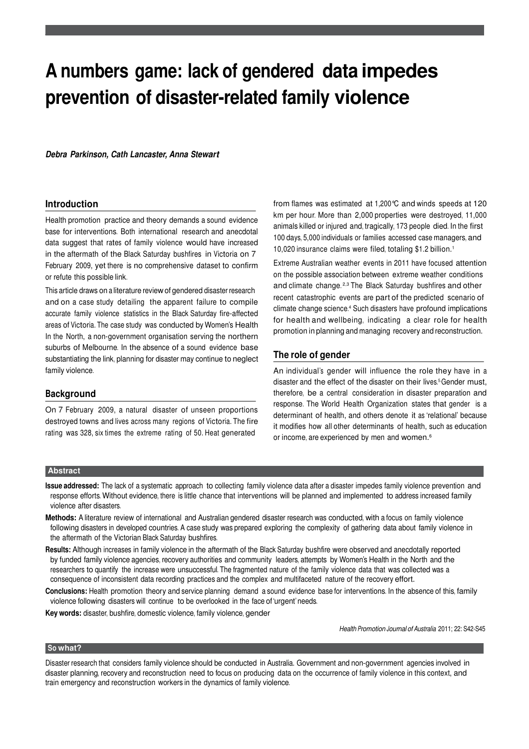# A numbers game: lack of gendered data impedes prevention of disaster-related family violence

***Debra Parkinson, Cath Lancaster, Anna Stewart***

## Introduction

Health promotion practice and theory demands a sound evidence base for interventions. Both international research and anecdotal data suggest that rates of family violence would have increased in the aftermath of the Black Saturday bushfires in Victoria on 7 February 2009, yet there is no comprehensive dataset to confirm or refute this possible link.

This article draws on a literature review of gendered disaster research and on a case study detailing the apparent failure to compile accurate family violence statistics in the Black Saturday fire-affected areas of Victoria. The case study was conducted by Women's Health In the North, a non-government organisation serving the northern suburbs of Melbourne. In the absence of a sound evidence base substantiating the link, planning for disaster may continue to neglect family violence.

## Background

On 7 February 2009, a natural disaster of unseen proportions destroyed towns and lives across many regions of Victoria. The fire rating was 328, six times the extreme rating of 50. Heat generated from flames was estimated at 1,200°C and winds speeds at 120 km per hour. More than 2,000 properties were destroyed, 11,000 animals killed or injured and, tragically, 173 people died. In the first 100 days, 5,000 individuals or families accessed case managers, and 10,020 insurance claims were filed, totaling $1.2 billion.[1]

Extreme Australian weather events in 2011 have focused attention on the possible association between extreme weather conditions and climate change.[2,3] The Black Saturday bushfires and other recent catastrophic events are part of the predicted scenario of climate change science.[4] Such disasters have profound implications for health and wellbeing, indicating a clear role for health promotion in planning and managing recovery and reconstruction.

## The role of gender

An individual's gender will influence the role they have in a disaster and the effect of the disaster on their lives.[5] Gender must, therefore, be a central consideration in disaster preparation and response. The World Health Organization states that gender is a determinant of health, and others denote it as 'relational' because it modifies how all other determinants of health, such as education or income, are experienced by men and women.[6]

## Abstract

**Issue addressed:** The lack of a systematic approach to collecting family violence data after a disaster impedes family violence prevention and response efforts. Without evidence, there is little chance that interventions will be planned and implemented to address increased family violence after disasters.

**Methods:** A literature review of international and Australian gendered disaster research was conducted, with a focus on family violence following disasters in developed countries. A case study was prepared exploring the complexity of gathering data about family violence in the aftermath of the Victorian Black Saturday bushfires.

**Results:** Although increases in family violence in the aftermath of the Black Saturday bushfire were observed and anecdotally reported by funded family violence agencies, recovery authorities and community leaders, attempts by Women's Health in the North and the researchers to quantify the increase were unsuccessful. The fragmented nature of the family violence data that was collected was a consequence of inconsistent data recording practices and the complex and multifaceted nature of the recovery effort.

**Conclusions:** Health promotion theory and service planning demand a sound evidence base for interventions. In the absence of this, family violence following disasters will continue to be overlooked in the face of 'urgent' needs.

**Key words:** disaster, bushfire, domestic violence, family violence, gender

*Health Promotion Journal of Australia* 2011; 22: S42-S45

## So what?

Disaster research that considers family violence should be conducted in Australia. Government and non-government agencies involved in disaster planning, recovery and reconstruction need to focus on producing data on the occurrence of family violence in this context, and train emergency and reconstruction workers in the dynamics of family violence.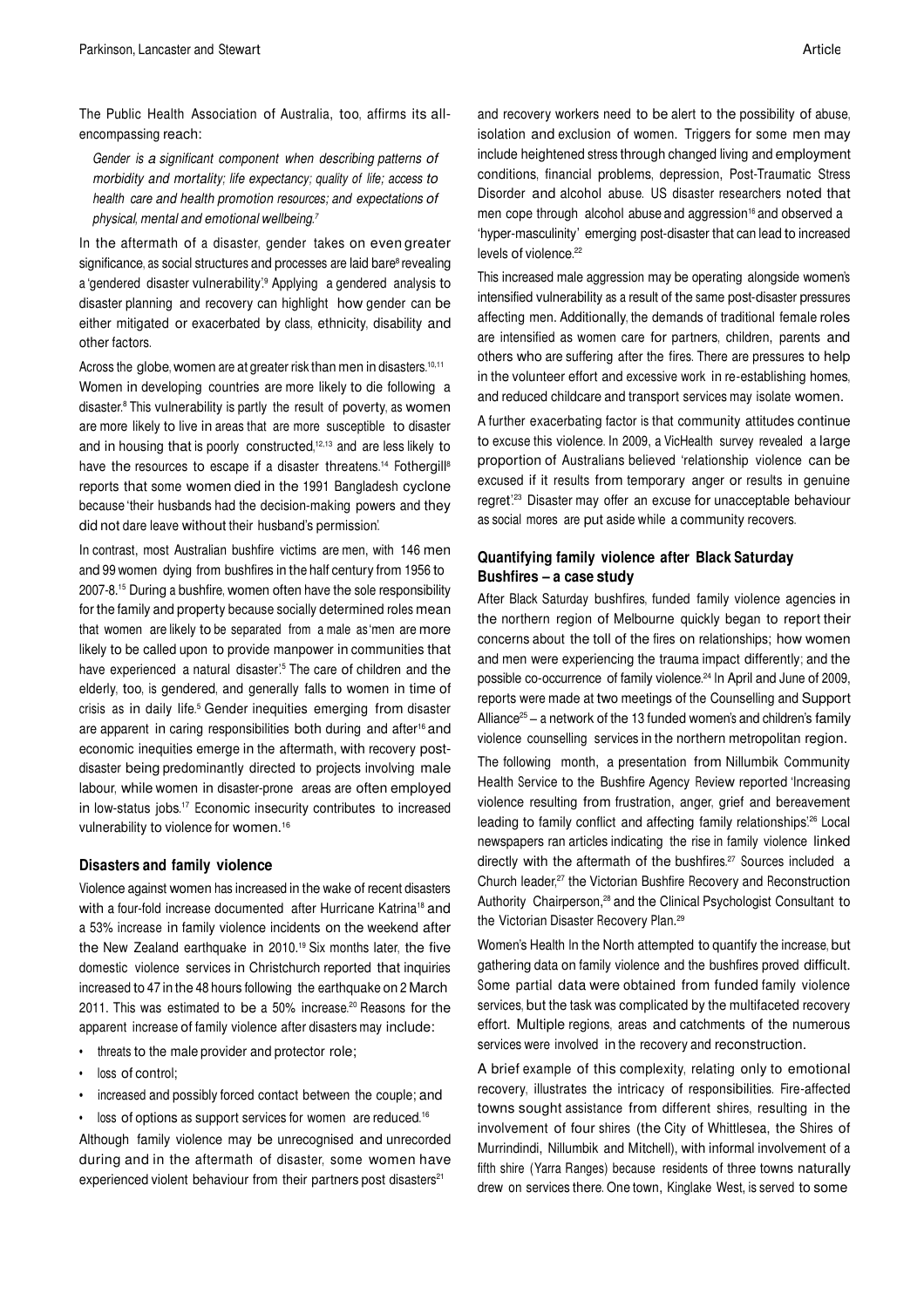The Public Health Association of Australia, too, affirms its all-encompassing reach:

*Gender is a significant component when describing patterns of morbidity and mortality; life expectancy; quality of life; access to health care and health promotion resources; and expectations of physical, mental and emotional wellbeing.*[7]

In the aftermath of a disaster, gender takes on even greater significance, as social structures and processes are laid bare[8] revealing a 'gendered disaster vulnerability'.[9] Applying a gendered analysis to disaster planning and recovery can highlight how gender can be either mitigated or exacerbated by class, ethnicity, disability and other factors.

Across the globe, women are at greater risk than men in disasters.[10,11] Women in developing countries are more likely to die following a disaster.[8] This vulnerability is partly the result of poverty, as women are more likely to live in areas that are more susceptible to disaster and in housing that is poorly constructed,[12,13] and are less likely to have the resources to escape if a disaster threatens.[14] Fothergill[8] reports that some women died in the 1991 Bangladesh cyclone because 'their husbands had the decision-making powers and they did not dare leave without their husband's permission'.

In contrast, most Australian bushfire victims are men, with 146 men and 99 women dying from bushfires in the half century from 1956 to 2007-8.[15] During a bushfire, women often have the sole responsibility for the family and property because socially determined roles mean that women are likely to be separated from a male as 'men are more likely to be called upon to provide manpower in communities that have experienced a natural disaster'.[5] The care of children and the elderly, too, is gendered, and generally falls to women in time of crisis as in daily life.[5] Gender inequities emerging from disaster are apparent in caring responsibilities both during and after[16] and economic inequities emerge in the aftermath, with recovery post-disaster being predominantly directed to projects involving male labour, while women in disaster-prone areas are often employed in low-status jobs.[17] Economic insecurity contributes to increased vulnerability to violence for women.[16]

### Disasters and family violence

Violence against women has increased in the wake of recent disasters with a four-fold increase documented after Hurricane Katrina[18] and a 53% increase in family violence incidents on the weekend after the New Zealand earthquake in 2010.[19] Six months later, the five domestic violence services in Christchurch reported that inquiries increased to 47 in the 48 hours following the earthquake on 2 March 2011. This was estimated to be a 50% increase.[20] Reasons for the apparent increase of family violence after disasters may include:

- threats to the male provider and protector role;
- loss of control;
- increased and possibly forced contact between the couple; and
- loss of options as support services for women are reduced.[16]

Although family violence may be unrecognised and unrecorded during and in the aftermath of disaster, some women have experienced violent behaviour from their partners post disasters[21] and recovery workers need to be alert to the possibility of abuse, isolation and exclusion of women. Triggers for some men may include heightened stress through changed living and employment conditions, financial problems, depression, Post-Traumatic Stress Disorder and alcohol abuse. US disaster researchers noted that men cope through alcohol abuse and aggression[16] and observed a 'hyper-masculinity' emerging post-disaster that can lead to increased levels of violence.[22]

This increased male aggression may be operating alongside women's intensified vulnerability as a result of the same post-disaster pressures affecting men. Additionally, the demands of traditional female roles are intensified as women care for partners, children, parents and others who are suffering after the fires. There are pressures to help in the volunteer effort and excessive work in re-establishing homes, and reduced childcare and transport services may isolate women.

A further exacerbating factor is that community attitudes continue to excuse this violence. In 2009, a VicHealth survey revealed a large proportion of Australians believed 'relationship violence can be excused if it results from temporary anger or results in genuine regret'.[23] Disaster may offer an excuse for unacceptable behaviour as social mores are put aside while a community recovers.

### Quantifying family violence after Black Saturday Bushfires – a case study

After Black Saturday bushfires, funded family violence agencies in the northern region of Melbourne quickly began to report their concerns about the toll of the fires on relationships; how women and men were experiencing the trauma impact differently; and the possible co-occurrence of family violence.[24] In April and June of 2009, reports were made at two meetings of the Counselling and Support Alliance[25] – a network of the 13 funded women's and children's family violence counselling services in the northern metropolitan region.

The following month, a presentation from Nillumbik Community Health Service to the Bushfire Agency Review reported 'Increasing violence resulting from frustration, anger, grief and bereavement leading to family conflict and affecting family relationships'.[26] Local newspapers ran articles indicating the rise in family violence linked directly with the aftermath of the bushfires.[27] Sources included a Church leader,[27] the Victorian Bushfire Recovery and Reconstruction Authority Chairperson,[28] and the Clinical Psychologist Consultant to the Victorian Disaster Recovery Plan.[29]

Women's Health In the North attempted to quantify the increase, but gathering data on family violence and the bushfires proved difficult. Some partial data were obtained from funded family violence services, but the task was complicated by the multifaceted recovery effort. Multiple regions, areas and catchments of the numerous services were involved in the recovery and reconstruction.

A brief example of this complexity, relating only to emotional recovery, illustrates the intricacy of responsibilities. Fire-affected towns sought assistance from different shires, resulting in the involvement of four shires (the City of Whittlesea, the Shires of Murrindindi, Nillumbik and Mitchell), with informal involvement of a fifth shire (Yarra Ranges) because residents of three towns naturally drew on services there. One town, Kinglake West, is served to some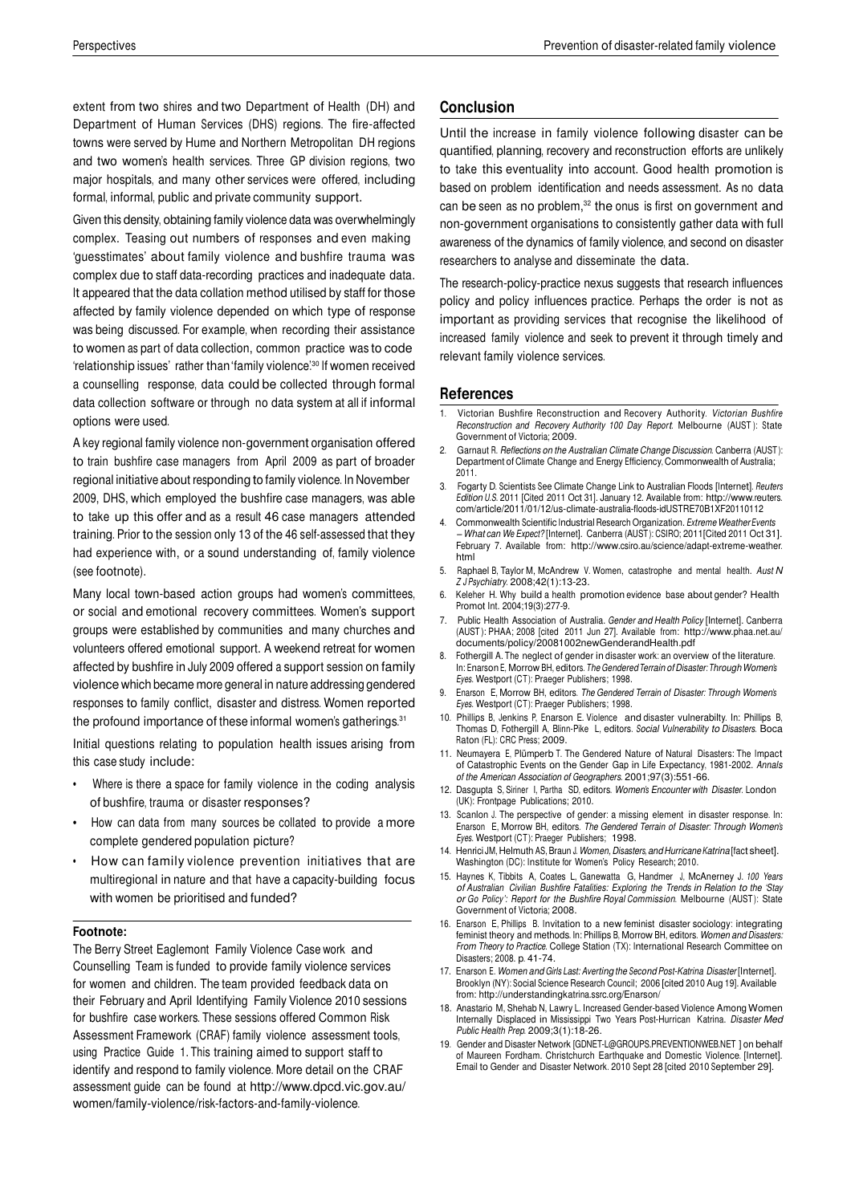extent from two shires and two Department of Health (DH) and Department of Human Services (DHS) regions. The fire-affected towns were served by Hume and Northern Metropolitan DH regions and two women's health services. Three GP division regions, two major hospitals, and many other services were offered, including formal, informal, public and private community support.

Given this density, obtaining family violence data was overwhelmingly complex. Teasing out numbers of responses and even making 'guesstimates' about family violence and bushfire trauma was complex due to staff data-recording practices and inadequate data. It appeared that the data collation method utilised by staff for those affected by family violence depended on which type of response was being discussed. For example, when recording their assistance to women as part of data collection, common practice was to code 'relationship issues' rather than 'family violence'.[30] If women received a counselling response, data could be collected through formal data collection software or through no data system at all if informal options were used.

A key regional family violence non-government organisation offered to train bushfire case managers from April 2009 as part of broader regional initiative about responding to family violence. In November 2009, DHS, which employed the bushfire case managers, was able to take up this offer and as a result 46 case managers attended training. Prior to the session only 13 of the 46 self-assessed that they had experience with, or a sound understanding of, family violence (see footnote).

Many local town-based action groups had women's committees, or social and emotional recovery committees. Women's support groups were established by communities and many churches and volunteers offered emotional support. A weekend retreat for women affected by bushfire in July 2009 offered a support session on family violence which became more general in nature addressing gendered responses to family conflict, disaster and distress. Women reported the profound importance of these informal women's gatherings.[31]

Initial questions relating to population health issues arising from this case study include:

- Where is there a space for family violence in the coding analysis of bushfire, trauma or disaster responses?
- How can data from many sources be collated to provide a more complete gendered population picture?
- How can family violence prevention initiatives that are multiregional in nature and that have a capacity-building focus with women be prioritised and funded?

**Footnote:**

The Berry Street Eaglemont Family Violence Case work and Counselling Team is funded to provide family violence services for women and children. The team provided feedback data on their February and April Identifying Family Violence 2010 sessions for bushfire case workers. These sessions offered Common Risk Assessment Framework (CRAF) family violence assessment tools, using Practice Guide 1. This training aimed to support staff to identify and respond to family violence. More detail on the CRAF assessment guide can be found at http://www.dpcd.vic.gov.au/women/family-violence/risk-factors-and-family-violence.

## Conclusion

Until the increase in family violence following disaster can be quantified, planning, recovery and reconstruction efforts are unlikely to take this eventuality into account. Good health promotion is based on problem identification and needs assessment. As no data can be seen as no problem,[32] the onus is first on government and non-government organisations to consistently gather data with full awareness of the dynamics of family violence, and second on disaster researchers to analyse and disseminate the data.

The research-policy-practice nexus suggests that research influences policy and policy influences practice. Perhaps the order is not as important as providing services that recognise the likelihood of increased family violence and seek to prevent it through timely and relevant family violence services.

## References

1. Victorian Bushfire Reconstruction and Recovery Authority. *Victorian Bushfire Reconstruction and Recovery Authority 100 Day Report*. Melbourne (AUST): State Government of Victoria; 2009.
2. Garnaut R. *Reflections on the Australian Climate Change Discussion*. Canberra (AUST): Department of Climate Change and Energy Efficiency, Commonwealth of Australia; 2011.
3. Fogarty D. Scientists See Climate Change Link to Australian Floods [Internet]. *Reuters Edition U.S.* 2011 [Cited 2011 Oct 31]. January 12. Available from: http://www.reuters.com/article/2011/01/12/us-climate-australia-floods-idUSTRE70B1XF20110112
4. Commonwealth Scientific Industrial Research Organization. *Extreme Weather Events – What can We Expect?* [Internet]. Canberra (AUST): CSIRO; 2011[Cited 2011 Oct 31]. February 7. Available from: http://www.csiro.au/science/adapt-extreme-weather.html
5. Raphael B, Taylor M, McAndrew V. Women, catastrophe and mental health. *Aust N Z J Psychiatry.* 2008;42(1):13-23.
6. Keleher H. Why build a health promotion evidence base about gender? Health Promot Int. 2004;19(3):277-9.
7. Public Health Association of Australia. *Gender and Health Policy* [Internet]. Canberra (AUST): PHAA; 2008 [cited 2011 Jun 27]. Available from: http://www.phaa.net.au/documents/policy/20081002newGenderandHealth.pdf
8. Fothergill A. The neglect of gender in disaster work: an overview of the literature. In: Enarson E, Morrow BH, editors. *The Gendered Terrain of Disaster: Through Women's Eyes.* Westport (CT): Praeger Publishers; 1998.
9. Enarson E, Morrow BH, editors. *The Gendered Terrain of Disaster: Through Women's Eyes.* Westport (CT): Praeger Publishers; 1998.
10. Phillips B, Jenkins P, Enarson E. Violence and disaster vulnerabilty. In: Phillips B, Thomas D, Fothergill A, Blinn-Pike L, editors. *Social Vulnerability to Disasters.* Boca Raton (FL): CRC Press; 2009.
11. Neumayera E, Plümperb T. The Gendered Nature of Natural Disasters: The Impact of Catastrophic Events on the Gender Gap in Life Expectancy, 1981-2002. *Annals of the American Association of Geographers.* 2001;97(3):551-66.
12. Dasgupta S, Siriner I, Partha SD, editors. *Women's Encounter with Disaster.* London (UK): Frontpage Publications; 2010.
13. Scanlon J. The perspective of gender: a missing element in disaster response. In: Enarson E, Morrow BH, editors. *The Gendered Terrain of Disaster: Through Women's Eyes.* Westport (CT): Praeger Publishers; 1998.
14. Henrici JM, Helmuth AS, Braun J. *Women, Disasters, and Hurricane Katrina* [fact sheet]. Washington (DC): Institute for Women's Policy Research; 2010.
15. Haynes K, Tibbits A, Coates L, Ganewatta G, Handmer J, McAnerney J. *100 Years of Australian Civilian Bushfire Fatalities: Exploring the Trends in Relation to the 'Stay or Go Policy': Report for the Bushfire Royal Commission.* Melbourne (AUST): State Government of Victoria; 2008.
16. Enarson E, Phillips B. Invitation to a new feminist disaster sociology: integrating feminist theory and methods. In: Phillips B, Morrow BH, editors. *Women and Disasters: From Theory to Practice.* College Station (TX): International Research Committee on Disasters; 2008. p. 41-74.
17. Enarson E. *Women and Girls Last: Averting the Second Post-Katrina Disaster* [Internet]. Brooklyn (NY): Social Science Research Council; 2006 [cited 2010 Aug 19]. Available from: http://understandingkatrina.ssrc.org/Enarson/
18. Anastario M, Shehab N, Lawry L. Increased Gender-based Violence Among Women Internally Displaced in Mississippi Two Years Post-Hurrican Katrina. *Disaster Med Public Health Prep.* 2009;3(1):18-26.
19. Gender and Disaster Network [GDNET-L@GROUPS.PREVENTIONWEB.NET ] on behalf of Maureen Fordham. Christchurch Earthquake and Domestic Violence. [Internet]. Email to Gender and Disaster Network. 2010 Sept 28 [cited 2010 September 29].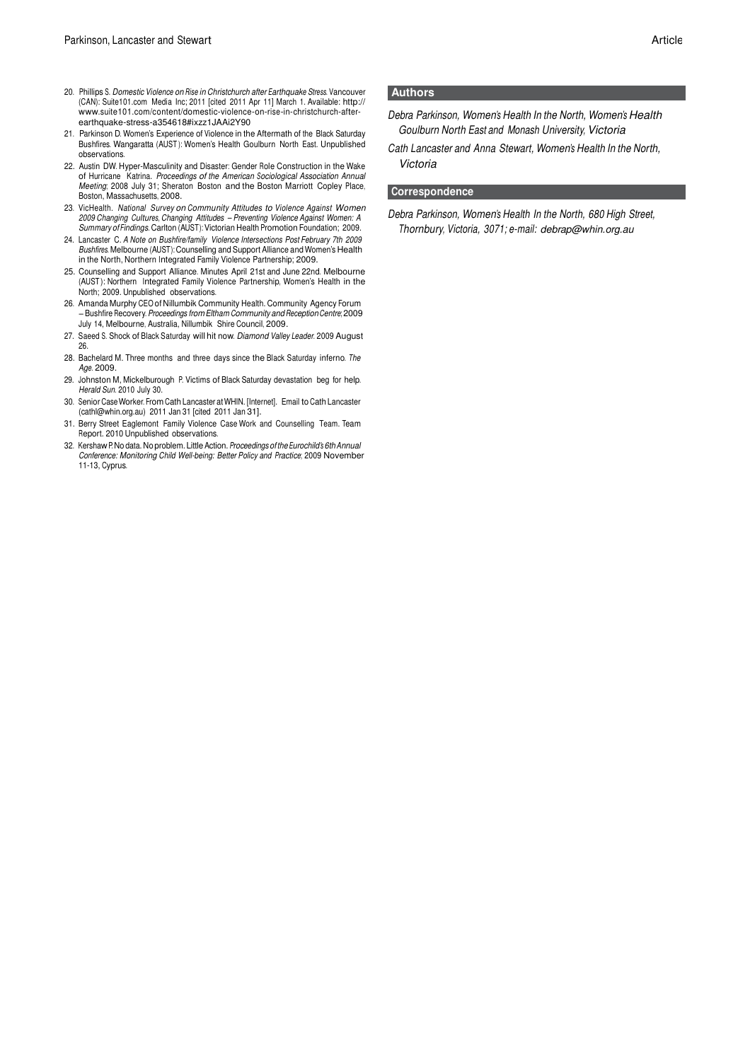20. Phillips S. *Domestic Violence on Rise in Christchurch after Earthquake Stress.* Vancouver (CAN): Suite101.com Media Inc; 2011 [cited 2011 Apr 11] March 1. Available: http://www.suite101.com/content/domestic-violence-on-rise-in-christchurch-after-earthquake-stress-a354618#ixzz1JAAi2Y90
21. Parkinson D. Women's Experience of Violence in the Aftermath of the Black Saturday Bushfires. Wangaratta (AUST): Women's Health Goulburn North East. Unpublished observations.
22. Austin DW. Hyper-Masculinity and Disaster: Gender Role Construction in the Wake of Hurricane Katrina. *Proceedings of the American Sociological Association Annual Meeting*; 2008 July 31; Sheraton Boston and the Boston Marriott Copley Place, Boston, Massachusetts. 2008.
23. VicHealth. *National Survey on Community Attitudes to Violence Against Women 2009 Changing Cultures, Changing Attitudes – Preventing Violence Against Women: A Summary of Findings.* Carlton (AUST): Victorian Health Promotion Foundation; 2009.
24. Lancaster C. *A Note on Bushfire/family Violence Intersections Post February 7th 2009 Bushfires.* Melbourne (AUST): Counselling and Support Alliance and Women's Health in the North, Northern Integrated Family Violence Partnership; 2009.
25. Counselling and Support Alliance. Minutes April 21st and June 22nd. Melbourne (AUST): Northern Integrated Family Violence Partnership, Women's Health in the North; 2009. Unpublished observations.
26. Amanda Murphy CEO of Nillumbik Community Health. Community Agency Forum – Bushfire Recovery. *Proceedings from Eltham Community and Reception Centre*; 2009 July 14, Melbourne, Australia, Nillumbik Shire Council, 2009.
27. Saeed S. Shock of Black Saturday will hit now. *Diamond Valley Leader.* 2009 August 26.
28. Bachelard M. Three months and three days since the Black Saturday inferno. *The Age.* 2009.
29. Johnston M, Mickelburough P. Victims of Black Saturday devastation beg for help. *Herald Sun.* 2010 July 30.
30. Senior Case Worker. From Cath Lancaster at WHIN. [Internet]. Email to Cath Lancaster (cathl@whin.org.au) 2011 Jan 31 [cited 2011 Jan 31].
31. Berry Street Eaglemont Family Violence Case Work and Counselling Team. Team Report. 2010 Unpublished observations.
32. Kershaw P. No data. No problem. Little Action. *Proceedings of the Eurochild's 6th Annual Conference: Monitoring Child Well-being: Better Policy and Practice*; 2009 November 11-13, Cyprus.

## Authors

*Debra Parkinson, Women's Health In the North, Women's Health Goulburn North East and Monash University, Victoria*

*Cath Lancaster and Anna Stewart, Women's Health In the North, Victoria*

## Correspondence

*Debra Parkinson, Women's Health In the North, 680 High Street, Thornbury, Victoria, 3071; e-mail: debrap@whin.org.au*